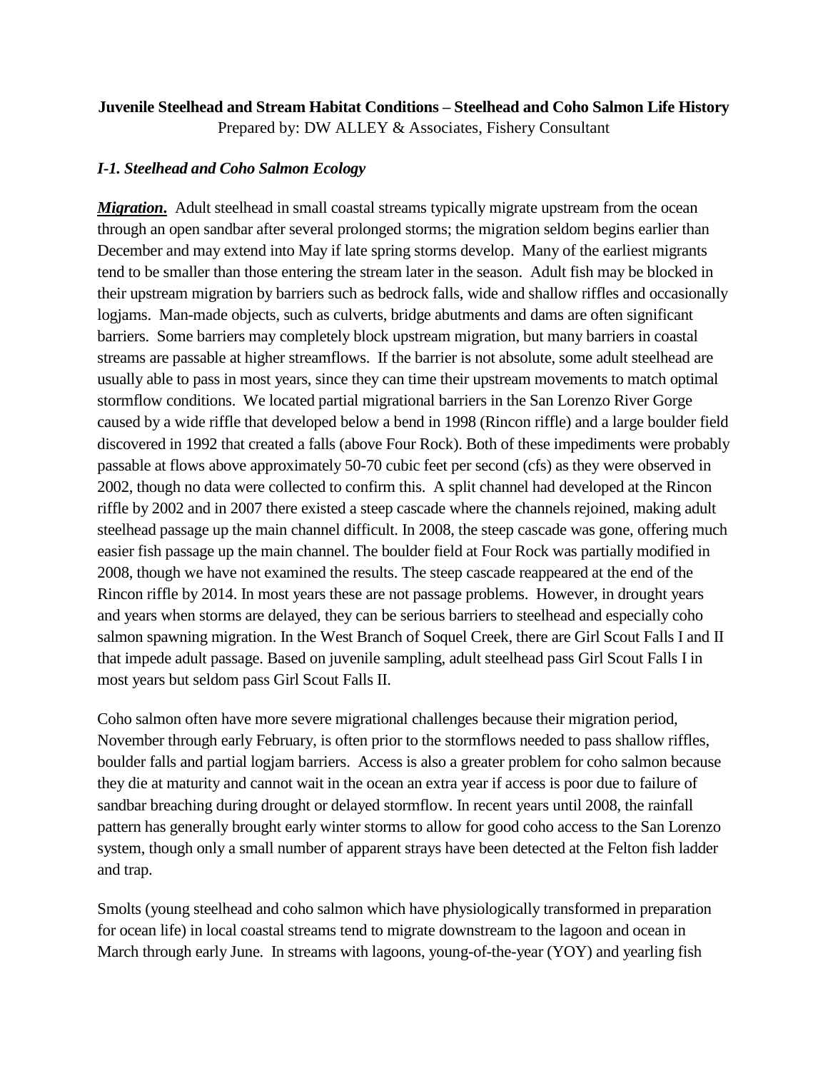**Juvenile Steelhead and Stream Habitat Conditions – Steelhead and Coho Salmon Life History**

Prepared by: DW ALLEY & Associates, Fishery Consultant

### *I-1. Steelhead and Coho Salmon Ecology*

***Migration*.** Adult steelhead in small coastal streams typically migrate upstream from the ocean through an open sandbar after several prolonged storms; the migration seldom begins earlier than December and may extend into May if late spring storms develop. Many of the earliest migrants tend to be smaller than those entering the stream later in the season. Adult fish may be blocked in their upstream migration by barriers such as bedrock falls, wide and shallow riffles and occasionally logjams. Man-made objects, such as culverts, bridge abutments and dams are often significant barriers. Some barriers may completely block upstream migration, but many barriers in coastal streams are passable at higher streamflows. If the barrier is not absolute, some adult steelhead are usually able to pass in most years, since they can time their upstream movements to match optimal stormflow conditions. We located partial migrational barriers in the San Lorenzo River Gorge caused by a wide riffle that developed below a bend in 1998 (Rincon riffle) and a large boulder field discovered in 1992 that created a falls (above Four Rock). Both of these impediments were probably passable at flows above approximately 50-70 cubic feet per second (cfs) as they were observed in 2002, though no data were collected to confirm this. A split channel had developed at the Rincon riffle by 2002 and in 2007 there existed a steep cascade where the channels rejoined, making adult steelhead passage up the main channel difficult. In 2008, the steep cascade was gone, offering much easier fish passage up the main channel. The boulder field at Four Rock was partially modified in 2008, though we have not examined the results. The steep cascade reappeared at the end of the Rincon riffle by 2014. In most years these are not passage problems. However, in drought years and years when storms are delayed, they can be serious barriers to steelhead and especially coho salmon spawning migration. In the West Branch of Soquel Creek, there are Girl Scout Falls I and II that impede adult passage. Based on juvenile sampling, adult steelhead pass Girl Scout Falls I in most years but seldom pass Girl Scout Falls II.

Coho salmon often have more severe migrational challenges because their migration period, November through early February, is often prior to the stormflows needed to pass shallow riffles, boulder falls and partial logjam barriers. Access is also a greater problem for coho salmon because they die at maturity and cannot wait in the ocean an extra year if access is poor due to failure of sandbar breaching during drought or delayed stormflow. In recent years until 2008, the rainfall pattern has generally brought early winter storms to allow for good coho access to the San Lorenzo system, though only a small number of apparent strays have been detected at the Felton fish ladder and trap.

Smolts (young steelhead and coho salmon which have physiologically transformed in preparation for ocean life) in local coastal streams tend to migrate downstream to the lagoon and ocean in March through early June. In streams with lagoons, young-of-the-year (YOY) and yearling fish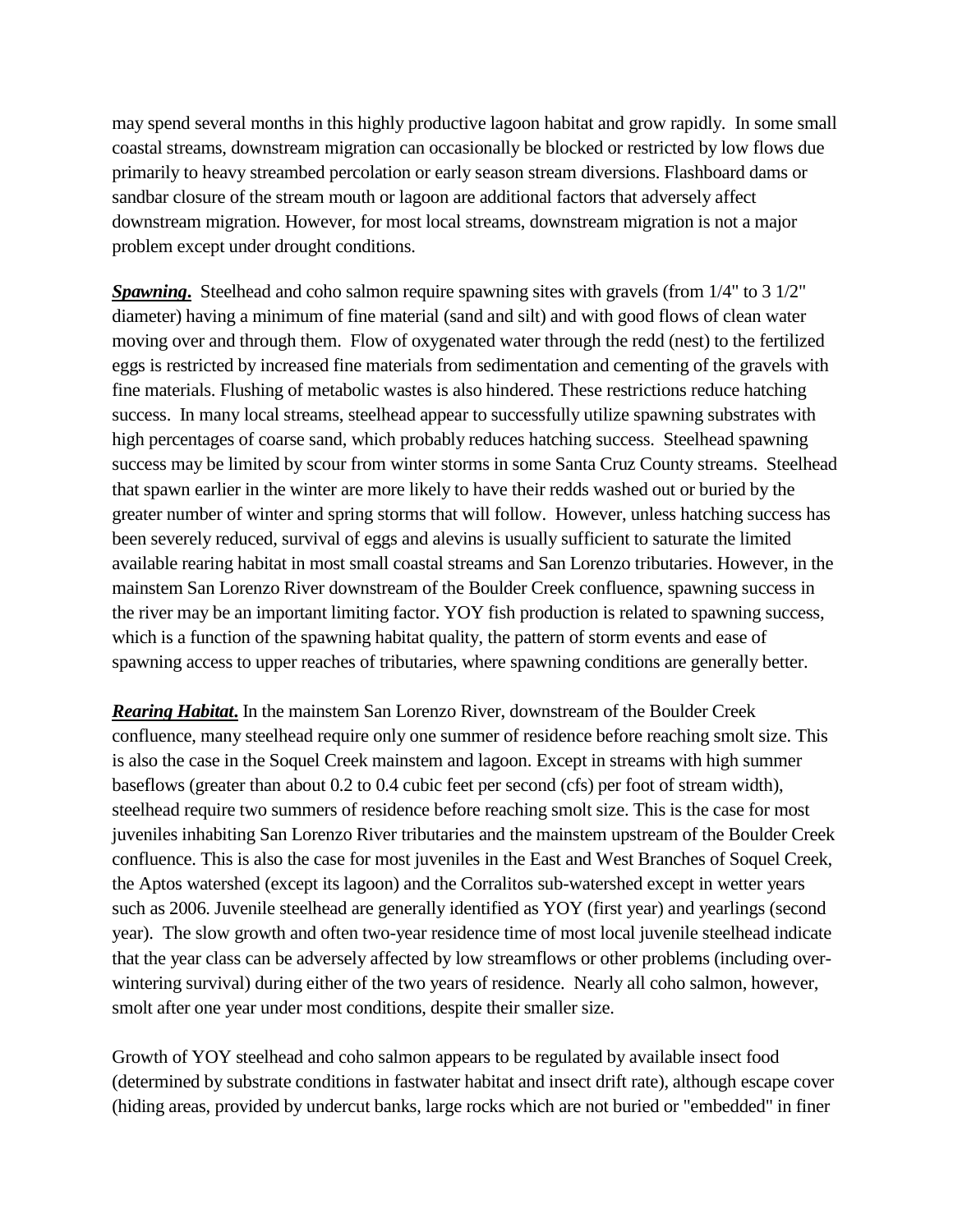may spend several months in this highly productive lagoon habitat and grow rapidly. In some small coastal streams, downstream migration can occasionally be blocked or restricted by low flows due primarily to heavy streambed percolation or early season stream diversions. Flashboard dams or sandbar closure of the stream mouth or lagoon are additional factors that adversely affect downstream migration. However, for most local streams, downstream migration is not a major problem except under drought conditions.

***Spawning*****.** Steelhead and coho salmon require spawning sites with gravels (from 1/4" to 3 1/2" diameter) having a minimum of fine material (sand and silt) and with good flows of clean water moving over and through them. Flow of oxygenated water through the redd (nest) to the fertilized eggs is restricted by increased fine materials from sedimentation and cementing of the gravels with fine materials. Flushing of metabolic wastes is also hindered. These restrictions reduce hatching success. In many local streams, steelhead appear to successfully utilize spawning substrates with high percentages of coarse sand, which probably reduces hatching success. Steelhead spawning success may be limited by scour from winter storms in some Santa Cruz County streams. Steelhead that spawn earlier in the winter are more likely to have their redds washed out or buried by the greater number of winter and spring storms that will follow. However, unless hatching success has been severely reduced, survival of eggs and alevins is usually sufficient to saturate the limited available rearing habitat in most small coastal streams and San Lorenzo tributaries. However, in the mainstem San Lorenzo River downstream of the Boulder Creek confluence, spawning success in the river may be an important limiting factor. YOY fish production is related to spawning success, which is a function of the spawning habitat quality, the pattern of storm events and ease of spawning access to upper reaches of tributaries, where spawning conditions are generally better.

***Rearing Habitat*****.** In the mainstem San Lorenzo River, downstream of the Boulder Creek confluence, many steelhead require only one summer of residence before reaching smolt size. This is also the case in the Soquel Creek mainstem and lagoon. Except in streams with high summer baseflows (greater than about 0.2 to 0.4 cubic feet per second (cfs) per foot of stream width), steelhead require two summers of residence before reaching smolt size. This is the case for most juveniles inhabiting San Lorenzo River tributaries and the mainstem upstream of the Boulder Creek confluence. This is also the case for most juveniles in the East and West Branches of Soquel Creek, the Aptos watershed (except its lagoon) and the Corralitos sub-watershed except in wetter years such as 2006. Juvenile steelhead are generally identified as YOY (first year) and yearlings (second year). The slow growth and often two-year residence time of most local juvenile steelhead indicate that the year class can be adversely affected by low streamflows or other problems (including over-wintering survival) during either of the two years of residence. Nearly all coho salmon, however, smolt after one year under most conditions, despite their smaller size.

Growth of YOY steelhead and coho salmon appears to be regulated by available insect food (determined by substrate conditions in fastwater habitat and insect drift rate), although escape cover (hiding areas, provided by undercut banks, large rocks which are not buried or "embedded" in finer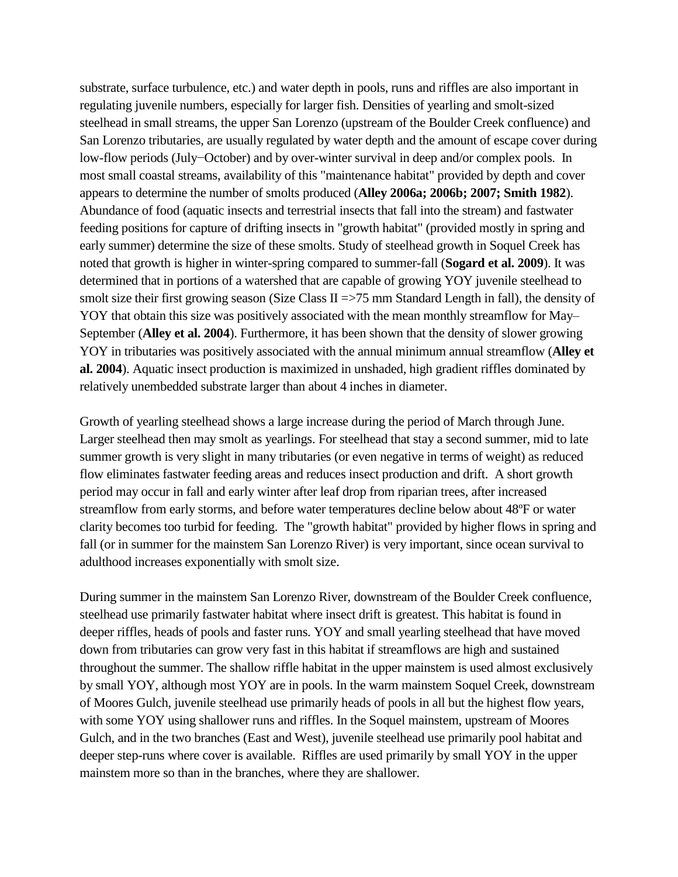substrate, surface turbulence, etc.) and water depth in pools, runs and riffles are also important in regulating juvenile numbers, especially for larger fish. Densities of yearling and smolt-sized steelhead in small streams, the upper San Lorenzo (upstream of the Boulder Creek confluence) and San Lorenzo tributaries, are usually regulated by water depth and the amount of escape cover during low-flow periods (July−October) and by over-winter survival in deep and/or complex pools. In most small coastal streams, availability of this "maintenance habitat" provided by depth and cover appears to determine the number of smolts produced (**Alley 2006a; 2006b; 2007; Smith 1982**). Abundance of food (aquatic insects and terrestrial insects that fall into the stream) and fastwater feeding positions for capture of drifting insects in "growth habitat" (provided mostly in spring and early summer) determine the size of these smolts. Study of steelhead growth in Soquel Creek has noted that growth is higher in winter-spring compared to summer-fall (**Sogard et al. 2009**). It was determined that in portions of a watershed that are capable of growing YOY juvenile steelhead to smolt size their first growing season (Size Class II =>75 mm Standard Length in fall), the density of YOY that obtain this size was positively associated with the mean monthly streamflow for May–September (**Alley et al. 2004**). Furthermore, it has been shown that the density of slower growing YOY in tributaries was positively associated with the annual minimum annual streamflow (**Alley et al. 2004**). Aquatic insect production is maximized in unshaded, high gradient riffles dominated by relatively unembedded substrate larger than about 4 inches in diameter.

Growth of yearling steelhead shows a large increase during the period of March through June. Larger steelhead then may smolt as yearlings. For steelhead that stay a second summer, mid to late summer growth is very slight in many tributaries (or even negative in terms of weight) as reduced flow eliminates fastwater feeding areas and reduces insect production and drift. A short growth period may occur in fall and early winter after leaf drop from riparian trees, after increased streamflow from early storms, and before water temperatures decline below about 48ºF or water clarity becomes too turbid for feeding. The "growth habitat" provided by higher flows in spring and fall (or in summer for the mainstem San Lorenzo River) is very important, since ocean survival to adulthood increases exponentially with smolt size.

During summer in the mainstem San Lorenzo River, downstream of the Boulder Creek confluence, steelhead use primarily fastwater habitat where insect drift is greatest. This habitat is found in deeper riffles, heads of pools and faster runs. YOY and small yearling steelhead that have moved down from tributaries can grow very fast in this habitat if streamflows are high and sustained throughout the summer. The shallow riffle habitat in the upper mainstem is used almost exclusively by small YOY, although most YOY are in pools. In the warm mainstem Soquel Creek, downstream of Moores Gulch, juvenile steelhead use primarily heads of pools in all but the highest flow years, with some YOY using shallower runs and riffles. In the Soquel mainstem, upstream of Moores Gulch, and in the two branches (East and West), juvenile steelhead use primarily pool habitat and deeper step-runs where cover is available. Riffles are used primarily by small YOY in the upper mainstem more so than in the branches, where they are shallower.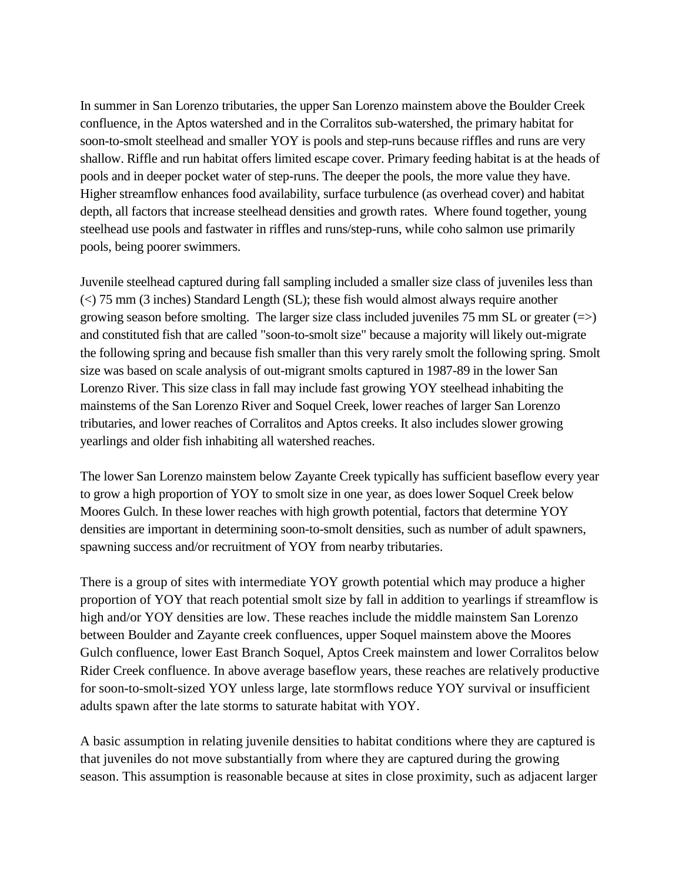In summer in San Lorenzo tributaries, the upper San Lorenzo mainstem above the Boulder Creek confluence, in the Aptos watershed and in the Corralitos sub-watershed, the primary habitat for soon-to-smolt steelhead and smaller YOY is pools and step-runs because riffles and runs are very shallow. Riffle and run habitat offers limited escape cover. Primary feeding habitat is at the heads of pools and in deeper pocket water of step-runs. The deeper the pools, the more value they have. Higher streamflow enhances food availability, surface turbulence (as overhead cover) and habitat depth, all factors that increase steelhead densities and growth rates. Where found together, young steelhead use pools and fastwater in riffles and runs/step-runs, while coho salmon use primarily pools, being poorer swimmers.

Juvenile steelhead captured during fall sampling included a smaller size class of juveniles less than (<) 75 mm (3 inches) Standard Length (SL); these fish would almost always require another growing season before smolting. The larger size class included juveniles 75 mm SL or greater (=>) and constituted fish that are called "soon-to-smolt size" because a majority will likely out-migrate the following spring and because fish smaller than this very rarely smolt the following spring. Smolt size was based on scale analysis of out-migrant smolts captured in 1987-89 in the lower San Lorenzo River. This size class in fall may include fast growing YOY steelhead inhabiting the mainstems of the San Lorenzo River and Soquel Creek, lower reaches of larger San Lorenzo tributaries, and lower reaches of Corralitos and Aptos creeks. It also includes slower growing yearlings and older fish inhabiting all watershed reaches.

The lower San Lorenzo mainstem below Zayante Creek typically has sufficient baseflow every year to grow a high proportion of YOY to smolt size in one year, as does lower Soquel Creek below Moores Gulch. In these lower reaches with high growth potential, factors that determine YOY densities are important in determining soon-to-smolt densities, such as number of adult spawners, spawning success and/or recruitment of YOY from nearby tributaries.

There is a group of sites with intermediate YOY growth potential which may produce a higher proportion of YOY that reach potential smolt size by fall in addition to yearlings if streamflow is high and/or YOY densities are low. These reaches include the middle mainstem San Lorenzo between Boulder and Zayante creek confluences, upper Soquel mainstem above the Moores Gulch confluence, lower East Branch Soquel, Aptos Creek mainstem and lower Corralitos below Rider Creek confluence. In above average baseflow years, these reaches are relatively productive for soon-to-smolt-sized YOY unless large, late stormflows reduce YOY survival or insufficient adults spawn after the late storms to saturate habitat with YOY.

A basic assumption in relating juvenile densities to habitat conditions where they are captured is that juveniles do not move substantially from where they are captured during the growing season. This assumption is reasonable because at sites in close proximity, such as adjacent larger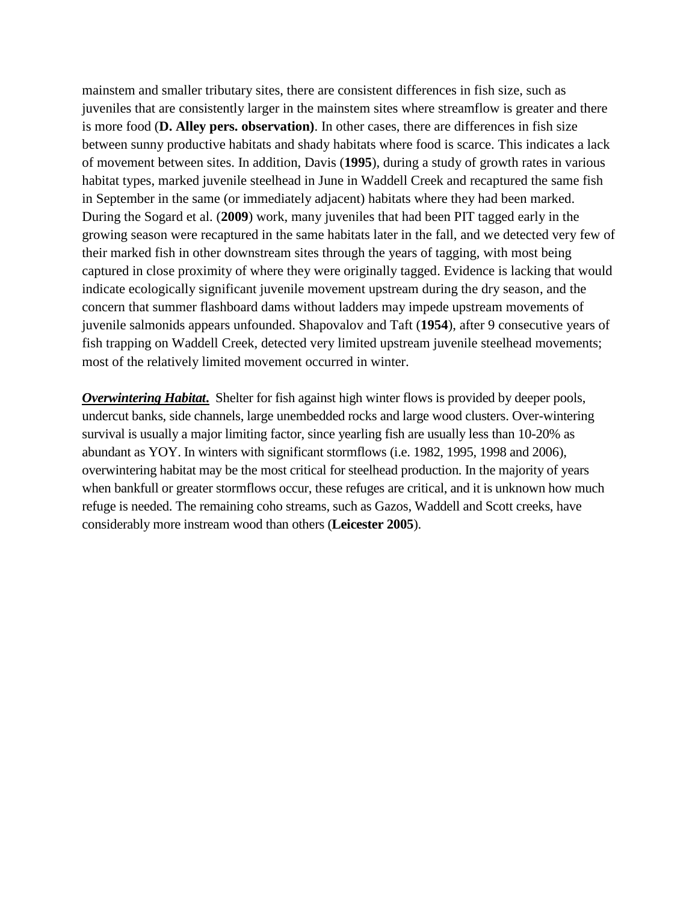mainstem and smaller tributary sites, there are consistent differences in fish size, such as juveniles that are consistently larger in the mainstem sites where streamflow is greater and there is more food (**D. Alley pers. observation)**. In other cases, there are differences in fish size between sunny productive habitats and shady habitats where food is scarce. This indicates a lack of movement between sites. In addition, Davis (**1995**), during a study of growth rates in various habitat types, marked juvenile steelhead in June in Waddell Creek and recaptured the same fish in September in the same (or immediately adjacent) habitats where they had been marked. During the Sogard et al. (**2009**) work, many juveniles that had been PIT tagged early in the growing season were recaptured in the same habitats later in the fall, and we detected very few of their marked fish in other downstream sites through the years of tagging, with most being captured in close proximity of where they were originally tagged. Evidence is lacking that would indicate ecologically significant juvenile movement upstream during the dry season, and the concern that summer flashboard dams without ladders may impede upstream movements of juvenile salmonids appears unfounded. Shapovalov and Taft (**1954**), after 9 consecutive years of fish trapping on Waddell Creek, detected very limited upstream juvenile steelhead movements; most of the relatively limited movement occurred in winter.

***Overwintering Habitat*.** Shelter for fish against high winter flows is provided by deeper pools, undercut banks, side channels, large unembedded rocks and large wood clusters. Over-wintering survival is usually a major limiting factor, since yearling fish are usually less than 10-20% as abundant as YOY. In winters with significant stormflows (i.e. 1982, 1995, 1998 and 2006), overwintering habitat may be the most critical for steelhead production. In the majority of years when bankfull or greater stormflows occur, these refuges are critical, and it is unknown how much refuge is needed. The remaining coho streams, such as Gazos, Waddell and Scott creeks, have considerably more instream wood than others (**Leicester 2005**).